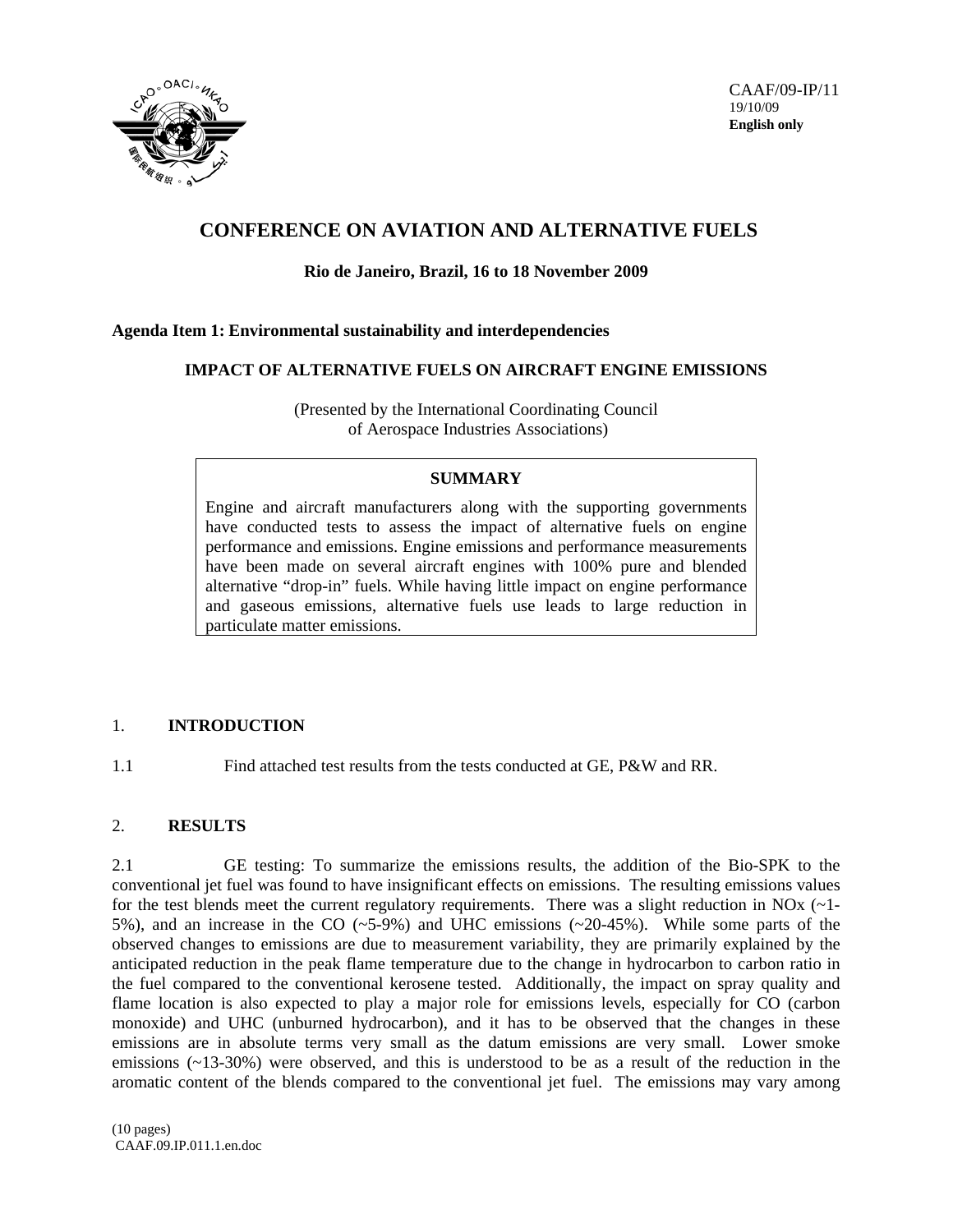CAAF/09-IP/11
19/10/09
**English only**

# CONFERENCE ON AVIATION AND ALTERNATIVE FUELS

**Rio de Janeiro, Brazil, 16 to 18 November 2009**

**Agenda Item 1: Environmental sustainability and interdependencies**

## IMPACT OF ALTERNATIVE FUELS ON AIRCRAFT ENGINE EMISSIONS

(Presented by the International Coordinating Council of Aerospace Industries Associations)

> **SUMMARY**
>
> Engine and aircraft manufacturers along with the supporting governments have conducted tests to assess the impact of alternative fuels on engine performance and emissions. Engine emissions and performance measurements have been made on several aircraft engines with 100% pure and blended alternative "drop-in" fuels. While having little impact on engine performance and gaseous emissions, alternative fuels use leads to large reduction in particulate matter emissions.

## 1. INTRODUCTION

1.1 Find attached test results from the tests conducted at GE, P&W and RR.

## 2. RESULTS

2.1 GE testing: To summarize the emissions results, the addition of the Bio-SPK to the conventional jet fuel was found to have insignificant effects on emissions. The resulting emissions values for the test blends meet the current regulatory requirements. There was a slight reduction in NOx (~1-5%), and an increase in the CO (~5-9%) and UHC emissions (~20-45%). While some parts of the observed changes to emissions are due to measurement variability, they are primarily explained by the anticipated reduction in the peak flame temperature due to the change in hydrocarbon to carbon ratio in the fuel compared to the conventional kerosene tested. Additionally, the impact on spray quality and flame location is also expected to play a major role for emissions levels, especially for CO (carbon monoxide) and UHC (unburned hydrocarbon), and it has to be observed that the changes in these emissions are in absolute terms very small as the datum emissions are very small. Lower smoke emissions (~13-30%) were observed, and this is understood to be as a result of the reduction in the aromatic content of the blends compared to the conventional jet fuel. The emissions may vary among

(10 pages)
CAAF.09.IP.011.1.en.doc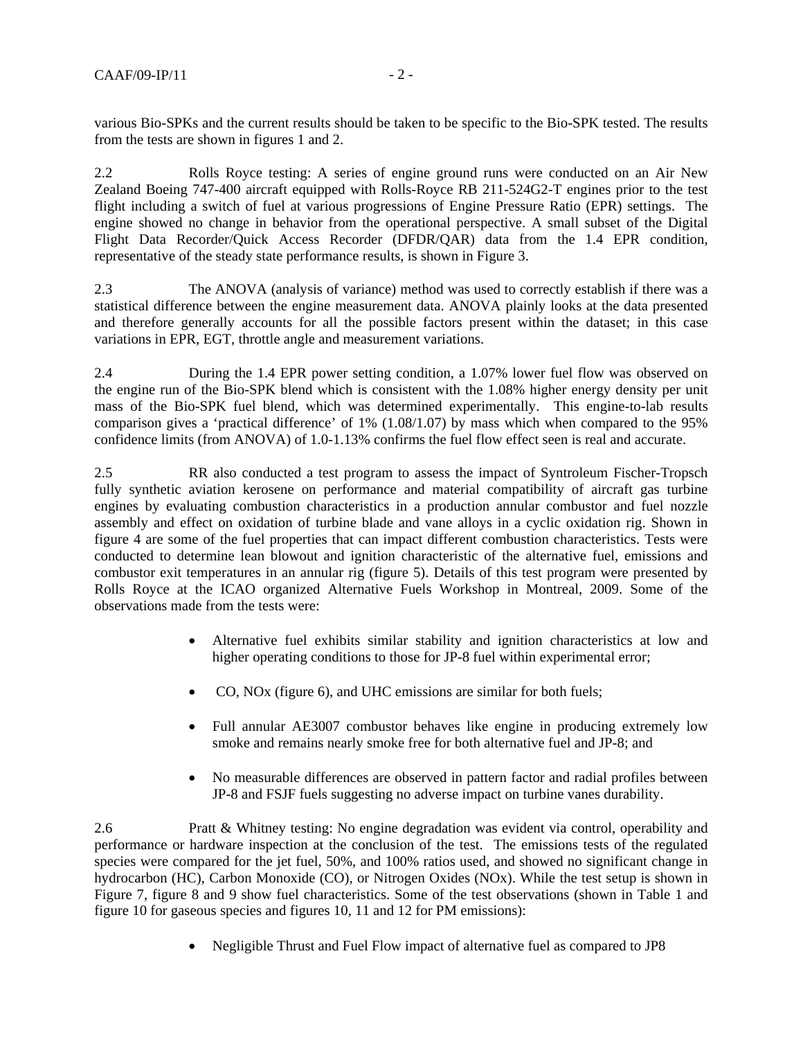various Bio-SPKs and the current results should be taken to be specific to the Bio-SPK tested. The results from the tests are shown in figures 1 and 2.

2.2 Rolls Royce testing: A series of engine ground runs were conducted on an Air New Zealand Boeing 747-400 aircraft equipped with Rolls-Royce RB 211-524G2-T engines prior to the test flight including a switch of fuel at various progressions of Engine Pressure Ratio (EPR) settings. The engine showed no change in behavior from the operational perspective. A small subset of the Digital Flight Data Recorder/Quick Access Recorder (DFDR/QAR) data from the 1.4 EPR condition, representative of the steady state performance results, is shown in Figure 3.

2.3 The ANOVA (analysis of variance) method was used to correctly establish if there was a statistical difference between the engine measurement data. ANOVA plainly looks at the data presented and therefore generally accounts for all the possible factors present within the dataset; in this case variations in EPR, EGT, throttle angle and measurement variations.

2.4 During the 1.4 EPR power setting condition, a 1.07% lower fuel flow was observed on the engine run of the Bio-SPK blend which is consistent with the 1.08% higher energy density per unit mass of the Bio-SPK fuel blend, which was determined experimentally. This engine-to-lab results comparison gives a 'practical difference' of 1% (1.08/1.07) by mass which when compared to the 95% confidence limits (from ANOVA) of 1.0-1.13% confirms the fuel flow effect seen is real and accurate.

2.5 RR also conducted a test program to assess the impact of Syntroleum Fischer-Tropsch fully synthetic aviation kerosene on performance and material compatibility of aircraft gas turbine engines by evaluating combustion characteristics in a production annular combustor and fuel nozzle assembly and effect on oxidation of turbine blade and vane alloys in a cyclic oxidation rig. Shown in figure 4 are some of the fuel properties that can impact different combustion characteristics. Tests were conducted to determine lean blowout and ignition characteristic of the alternative fuel, emissions and combustor exit temperatures in an annular rig (figure 5). Details of this test program were presented by Rolls Royce at the ICAO organized Alternative Fuels Workshop in Montreal, 2009. Some of the observations made from the tests were:

- Alternative fuel exhibits similar stability and ignition characteristics at low and higher operating conditions to those for JP-8 fuel within experimental error;
- CO, NOx (figure 6), and UHC emissions are similar for both fuels;
- Full annular AE3007 combustor behaves like engine in producing extremely low smoke and remains nearly smoke free for both alternative fuel and JP-8; and
- No measurable differences are observed in pattern factor and radial profiles between JP-8 and FSJF fuels suggesting no adverse impact on turbine vanes durability.

2.6 Pratt & Whitney testing: No engine degradation was evident via control, operability and performance or hardware inspection at the conclusion of the test. The emissions tests of the regulated species were compared for the jet fuel, 50%, and 100% ratios used, and showed no significant change in hydrocarbon (HC), Carbon Monoxide (CO), or Nitrogen Oxides (NOx). While the test setup is shown in Figure 7, figure 8 and 9 show fuel characteristics. Some of the test observations (shown in Table 1 and figure 10 for gaseous species and figures 10, 11 and 12 for PM emissions):

- Negligible Thrust and Fuel Flow impact of alternative fuel as compared to JP8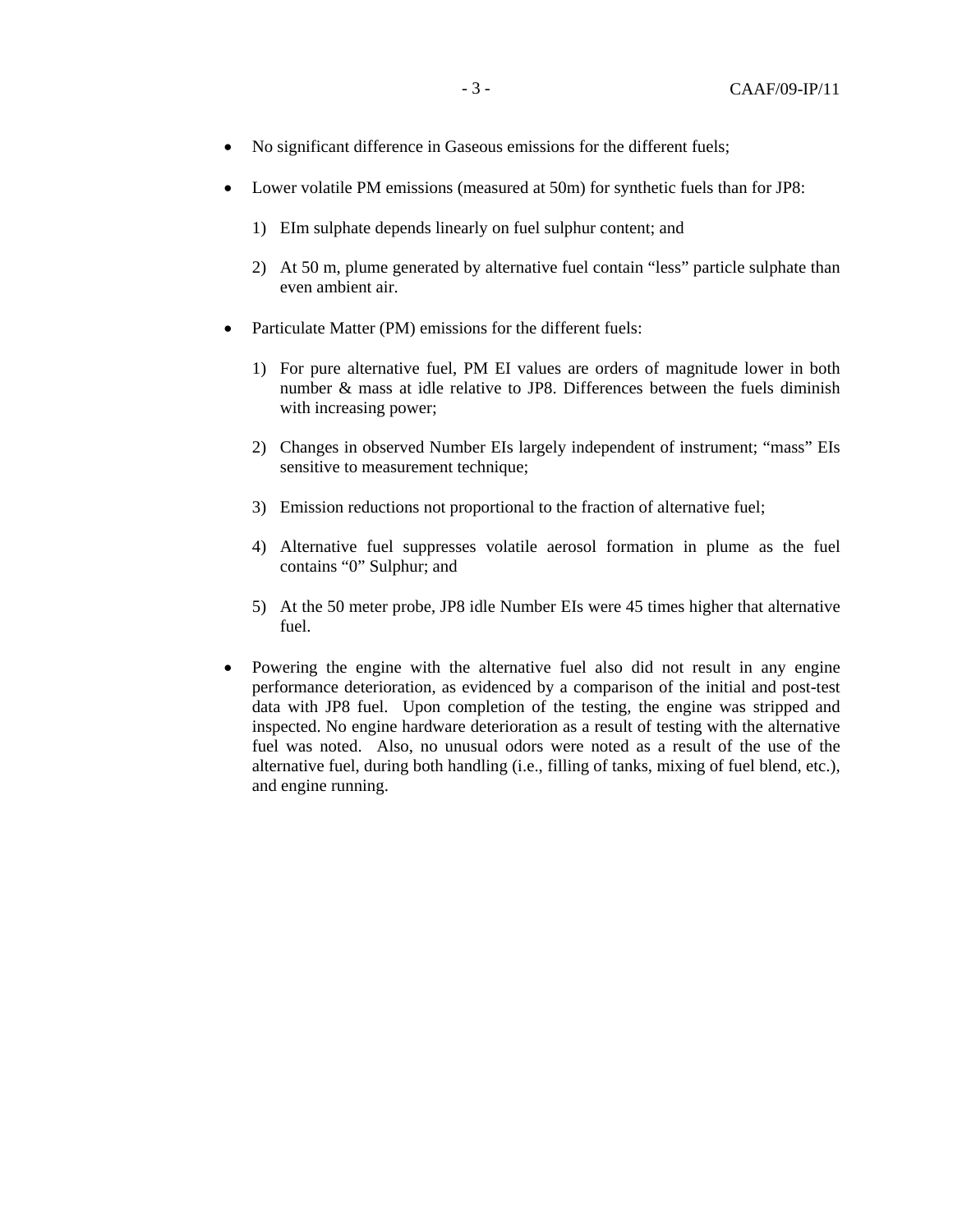- No significant difference in Gaseous emissions for the different fuels;

- Lower volatile PM emissions (measured at 50m) for synthetic fuels than for JP8:

  1) EIm sulphate depends linearly on fuel sulphur content; and

  2) At 50 m, plume generated by alternative fuel contain "less" particle sulphate than even ambient air.

- Particulate Matter (PM) emissions for the different fuels:

  1) For pure alternative fuel, PM EI values are orders of magnitude lower in both number & mass at idle relative to JP8. Differences between the fuels diminish with increasing power;

  2) Changes in observed Number EIs largely independent of instrument; "mass" EIs sensitive to measurement technique;

  3) Emission reductions not proportional to the fraction of alternative fuel;

  4) Alternative fuel suppresses volatile aerosol formation in plume as the fuel contains "0" Sulphur; and

  5) At the 50 meter probe, JP8 idle Number EIs were 45 times higher that alternative fuel.

- Powering the engine with the alternative fuel also did not result in any engine performance deterioration, as evidenced by a comparison of the initial and post-test data with JP8 fuel. Upon completion of the testing, the engine was stripped and inspected. No engine hardware deterioration as a result of testing with the alternative fuel was noted. Also, no unusual odors were noted as a result of the use of the alternative fuel, during both handling (i.e., filling of tanks, mixing of fuel blend, etc.), and engine running.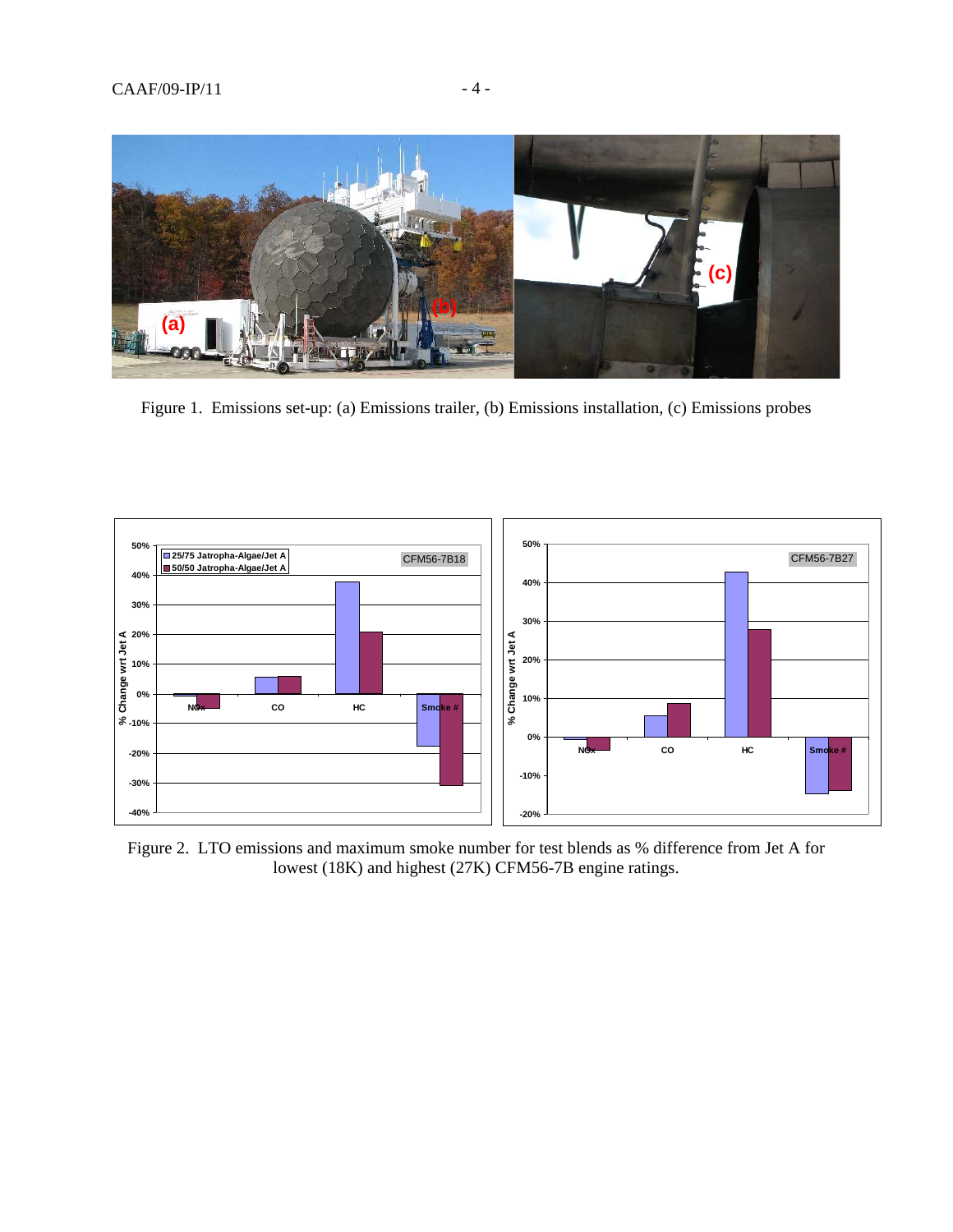Figure 1. Emissions set-up: (a) Emissions trailer, (b) Emissions installation, (c) Emissions probes

Figure 2. LTO emissions and maximum smoke number for test blends as % difference from Jet A for lowest (18K) and highest (27K) CFM56-7B engine ratings.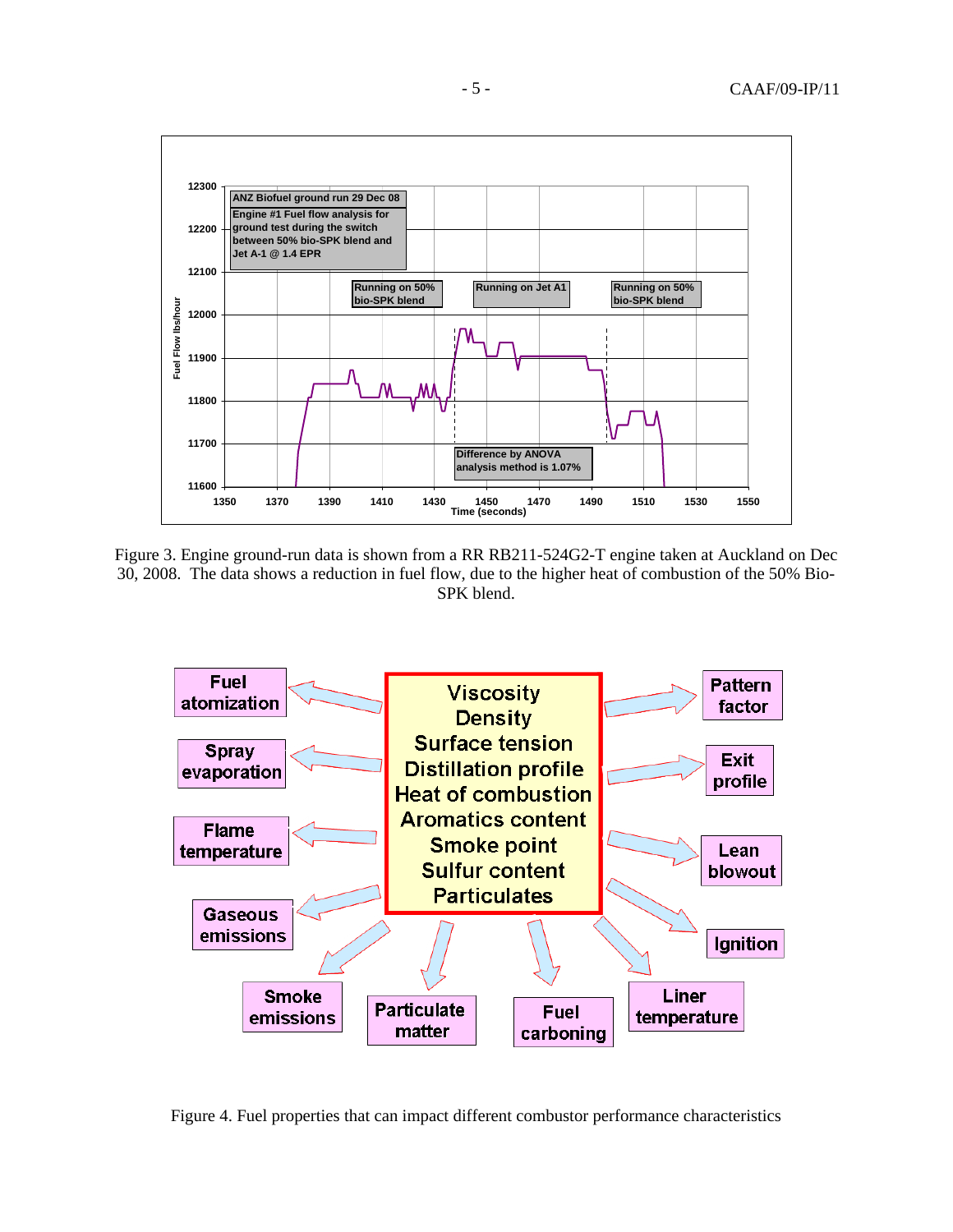Figure 3. Engine ground-run data is shown from a RR RB211-524G2-T engine taken at Auckland on Dec 30, 2008. The data shows a reduction in fuel flow, due to the higher heat of combustion of the 50% Bio-SPK blend.

Figure 4. Fuel properties that can impact different combustor performance characteristics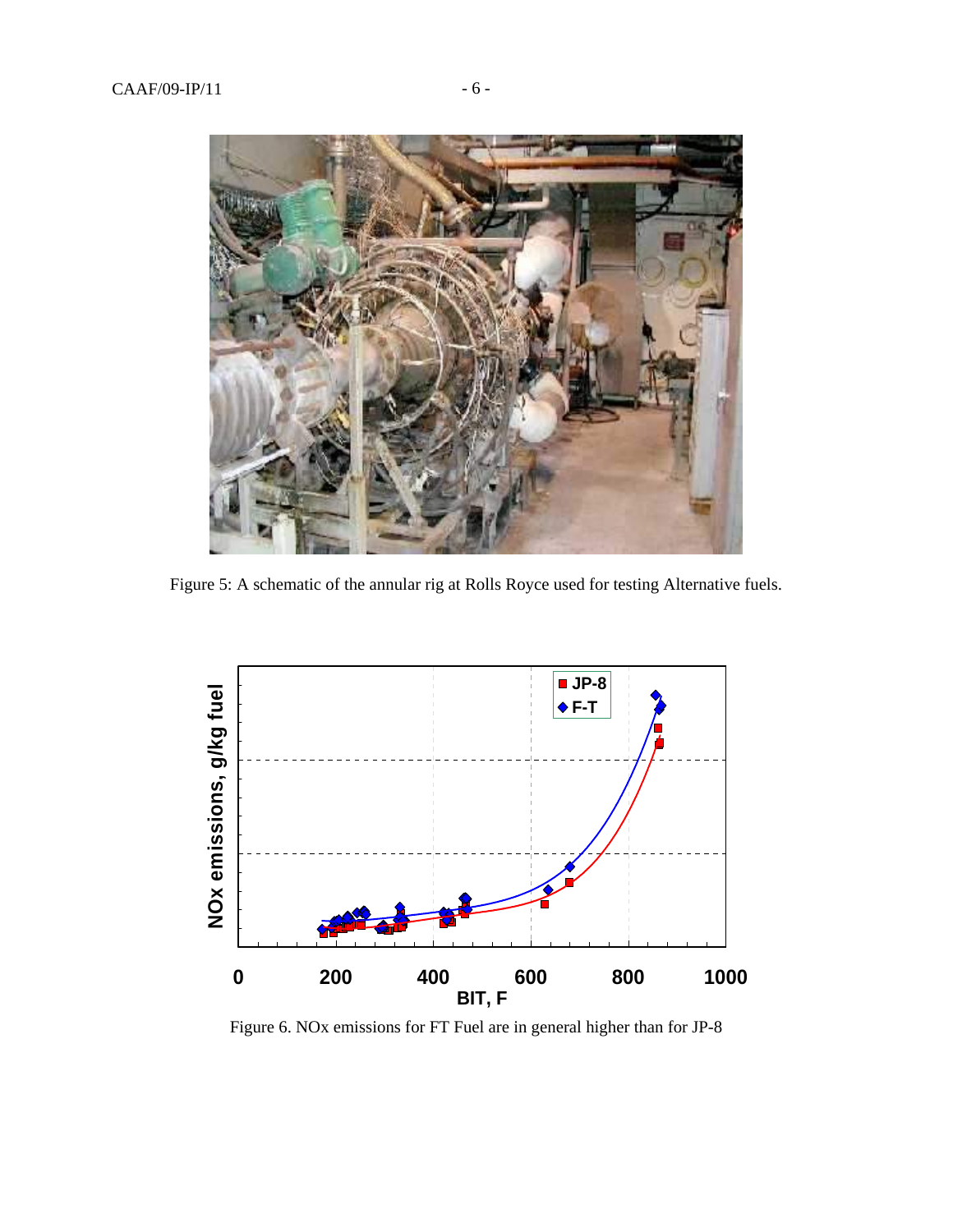Figure 5: A schematic of the annular rig at Rolls Royce used for testing Alternative fuels.

Figure 6. NOx emissions for FT Fuel are in general higher than for JP-8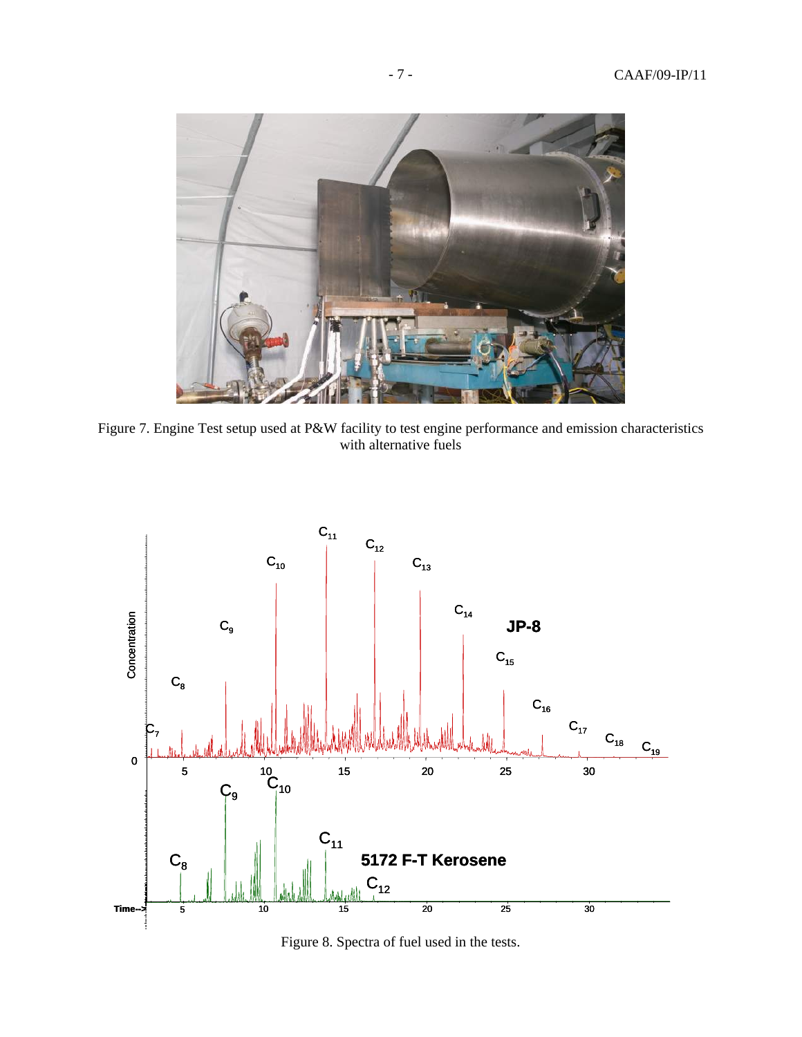Figure 7. Engine Test setup used at P&W facility to test engine performance and emission characteristics with alternative fuels

Figure 8. Spectra of fuel used in the tests.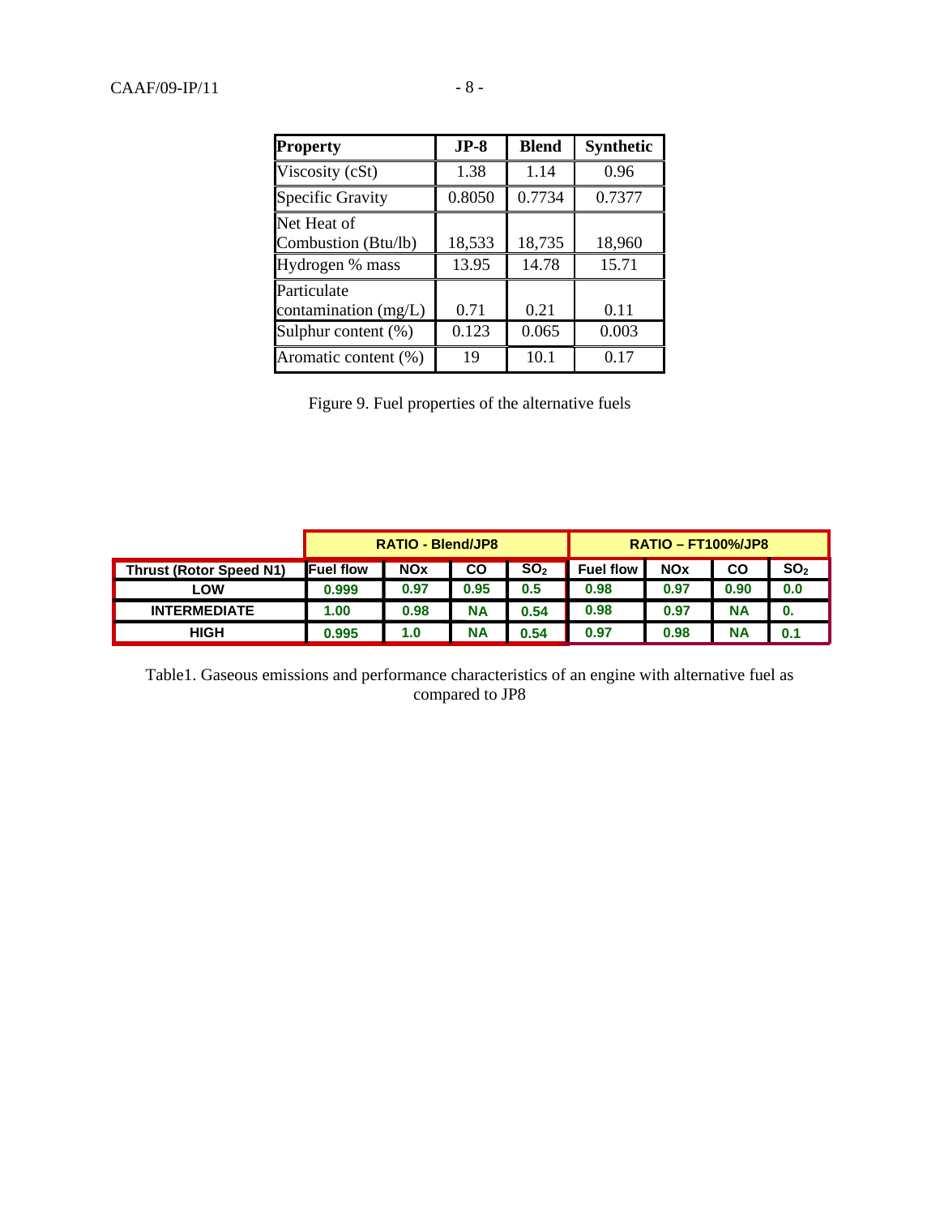| Property | JP-8 | Blend | Synthetic |
|---|---|---|---|
| Viscosity (cSt) | 1.38 | 1.14 | 0.96 |
| Specific Gravity | 0.8050 | 0.7734 | 0.7377 |
| Net Heat of Combustion (Btu/lb) | 18,533 | 18,735 | 18,960 |
| Hydrogen % mass | 13.95 | 14.78 | 15.71 |
| Particulate contamination (mg/L) | 0.71 | 0.21 | 0.11 |
| Sulphur content (%) | 0.123 | 0.065 | 0.003 |
| Aromatic content (%) | 19 | 10.1 | 0.17 |

Figure 9. Fuel properties of the alternative fuels

| | RATIO - Blend/JP8 | | | | RATIO – FT100%/JP8 | | | |
|---|---|---|---|---|---|---|---|---|
| **Thrust (Rotor Speed N1)** | **Fuel flow** | **NOx** | **CO** | **$SO_2$** | **Fuel flow** | **NOx** | **CO** | **$SO_2$** |
| **LOW** | 0.999 | 0.97 | 0.95 | 0.5 | 0.98 | 0.97 | 0.90 | 0.0 |
| **INTERMEDIATE** | 1.00 | 0.98 | NA | 0.54 | 0.98 | 0.97 | NA | 0. |
| **HIGH** | 0.995 | 1.0 | NA | 0.54 | 0.97 | 0.98 | NA | 0.1 |

Table1. Gaseous emissions and performance characteristics of an engine with alternative fuel as compared to JP8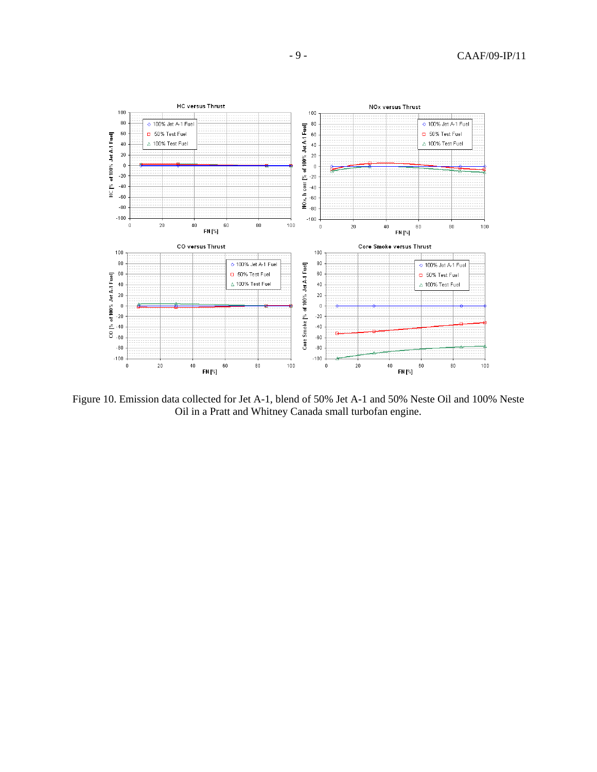Figure 10. Emission data collected for Jet A-1, blend of 50% Jet A-1 and 50% Neste Oil and 100% Neste Oil in a Pratt and Whitney Canada small turbofan engine.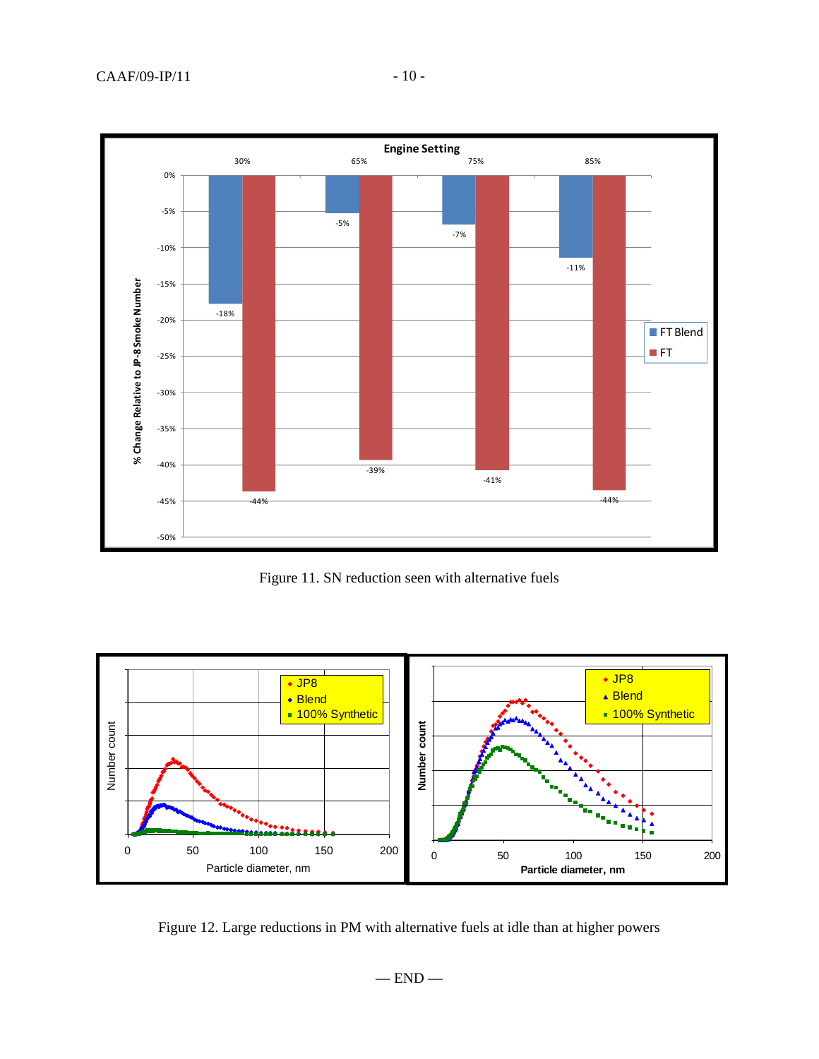Engine Setting

30%
65%
75%
85%

0%
-5%
-10%
-15%
-20%
-25%
-30%
-35%
-40%
-45%
-50%

% Change Relative to JP-8 Smoke Number

-18%
-44%
-5%
-39%
-7%
-41%
-11%
-44%

FT Blend
FT

Figure 11. SN reduction seen with alternative fuels

JP8
Blend
100% Synthetic

Number count

0
50
100
150
200

Particle diameter, nm

JP8
Blend
100% Synthetic

Number count

0
50
100
150
200

**Particle diameter, nm**

Figure 12. Large reductions in PM with alternative fuels at idle than at higher powers

— END —